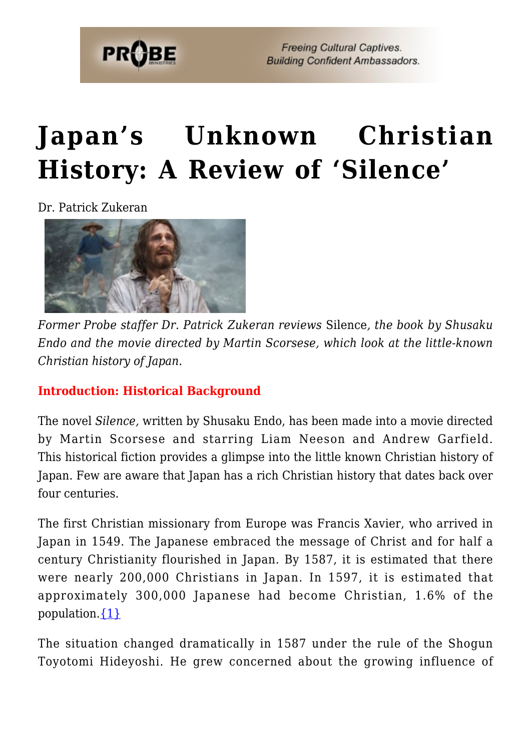# Japan's Unknown Christian History: A Review of 'Silence'

Dr. Patrick Zukeran

*Former Probe staffer Dr. Patrick Zukeran reviews* Silence*, the book by Shusaku Endo and the movie directed by Martin Scorsese, which look at the little-known Christian history of Japan.*

**Introduction: Historical Background**

The novel *Silence,* written by Shusaku Endo, has been made into a movie directed by Martin Scorsese and starring Liam Neeson and Andrew Garfield. This historical fiction provides a glimpse into the little known Christian history of Japan. Few are aware that Japan has a rich Christian history that dates back over four centuries.

The first Christian missionary from Europe was Francis Xavier, who arrived in Japan in 1549. The Japanese embraced the message of Christ and for half a century Christianity flourished in Japan. By 1587, it is estimated that there were nearly 200,000 Christians in Japan. In 1597, it is estimated that approximately 300,000 Japanese had become Christian, 1.6% of the population.{1}

The situation changed dramatically in 1587 under the rule of the Shogun Toyotomi Hideyoshi. He grew concerned about the growing influence of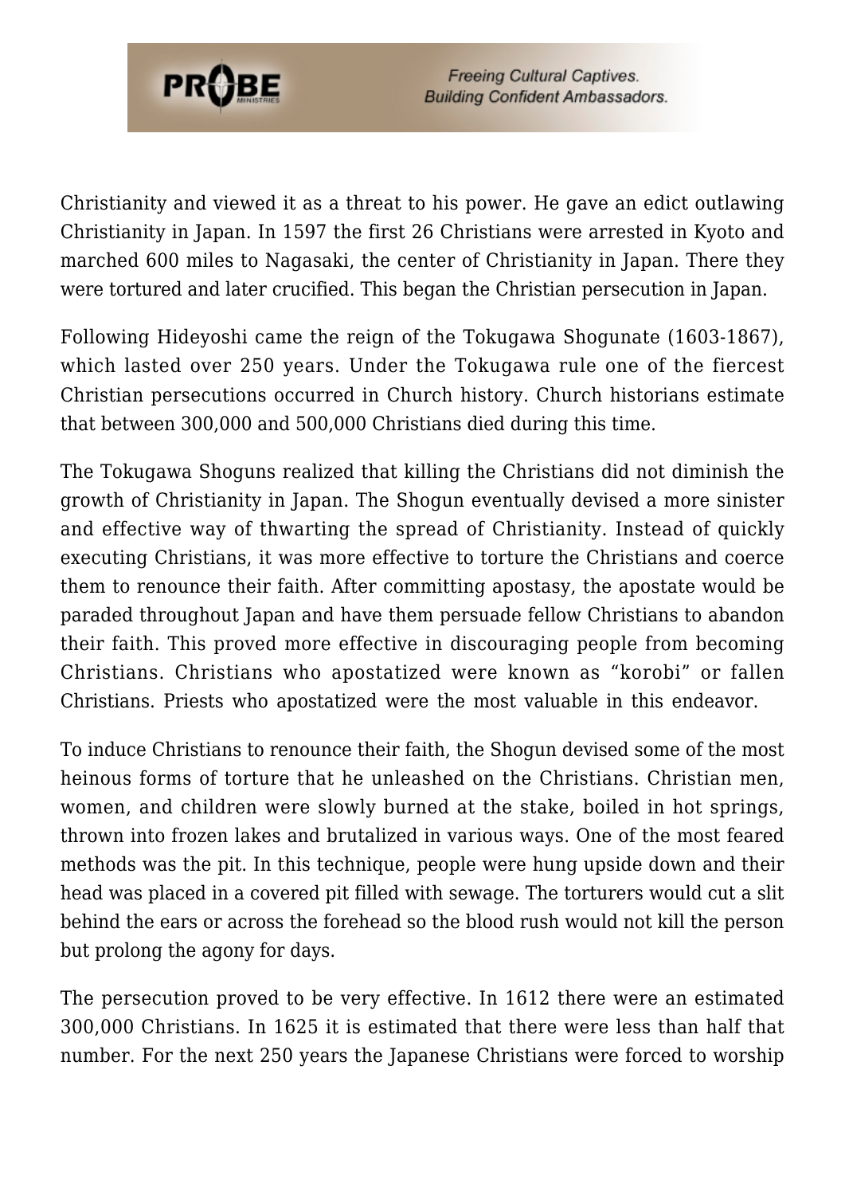Christianity and viewed it as a threat to his power. He gave an edict outlawing Christianity in Japan. In 1597 the first 26 Christians were arrested in Kyoto and marched 600 miles to Nagasaki, the center of Christianity in Japan. There they were tortured and later crucified. This began the Christian persecution in Japan.

Following Hideyoshi came the reign of the Tokugawa Shogunate (1603-1867), which lasted over 250 years. Under the Tokugawa rule one of the fiercest Christian persecutions occurred in Church history. Church historians estimate that between 300,000 and 500,000 Christians died during this time.

The Tokugawa Shoguns realized that killing the Christians did not diminish the growth of Christianity in Japan. The Shogun eventually devised a more sinister and effective way of thwarting the spread of Christianity. Instead of quickly executing Christians, it was more effective to torture the Christians and coerce them to renounce their faith. After committing apostasy, the apostate would be paraded throughout Japan and have them persuade fellow Christians to abandon their faith. This proved more effective in discouraging people from becoming Christians. Christians who apostatized were known as "korobi" or fallen Christians. Priests who apostatized were the most valuable in this endeavor.

To induce Christians to renounce their faith, the Shogun devised some of the most heinous forms of torture that he unleashed on the Christians. Christian men, women, and children were slowly burned at the stake, boiled in hot springs, thrown into frozen lakes and brutalized in various ways. One of the most feared methods was the pit. In this technique, people were hung upside down and their head was placed in a covered pit filled with sewage. The torturers would cut a slit behind the ears or across the forehead so the blood rush would not kill the person but prolong the agony for days.

The persecution proved to be very effective. In 1612 there were an estimated 300,000 Christians. In 1625 it is estimated that there were less than half that number. For the next 250 years the Japanese Christians were forced to worship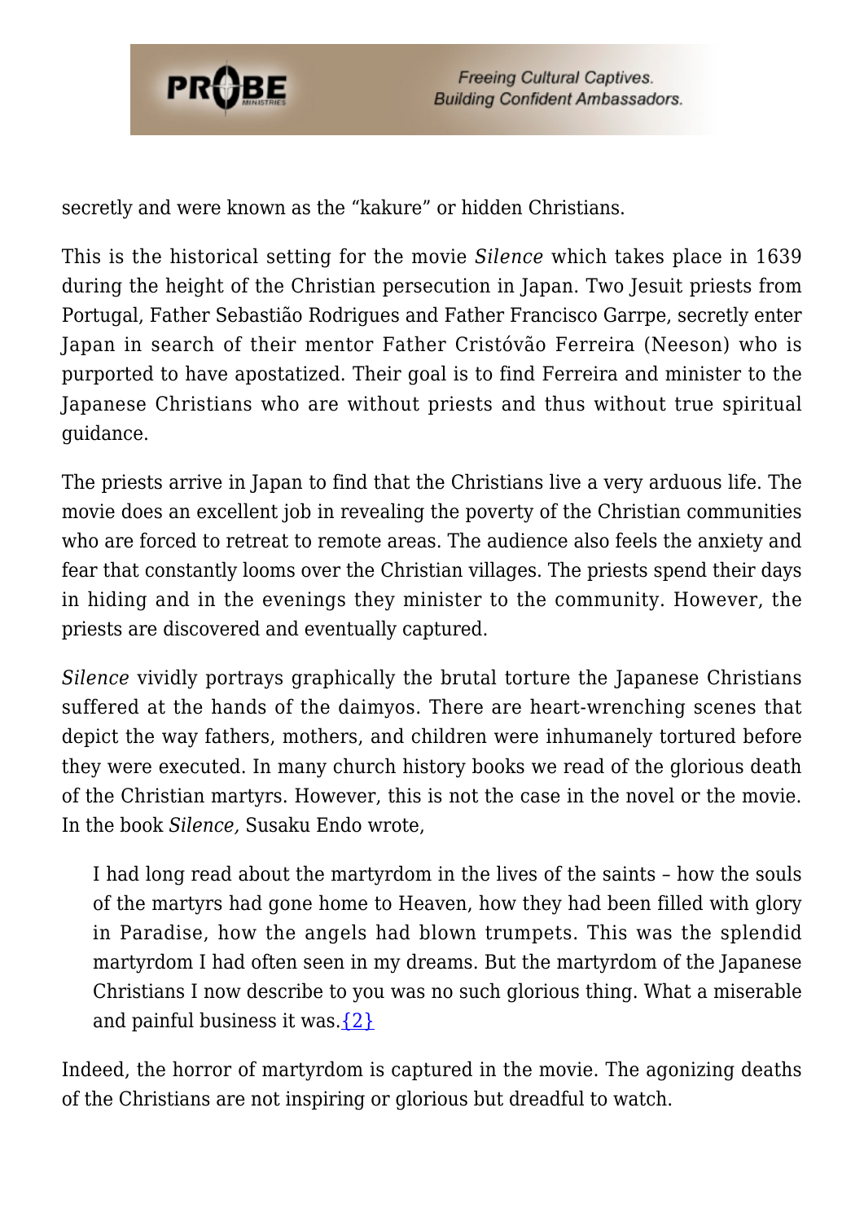secretly and were known as the "kakure" or hidden Christians.

This is the historical setting for the movie *Silence* which takes place in 1639 during the height of the Christian persecution in Japan. Two Jesuit priests from Portugal, Father Sebastião Rodrigues and Father Francisco Garrpe, secretly enter Japan in search of their mentor Father Cristóvão Ferreira (Neeson) who is purported to have apostatized. Their goal is to find Ferreira and minister to the Japanese Christians who are without priests and thus without true spiritual guidance.

The priests arrive in Japan to find that the Christians live a very arduous life. The movie does an excellent job in revealing the poverty of the Christian communities who are forced to retreat to remote areas. The audience also feels the anxiety and fear that constantly looms over the Christian villages. The priests spend their days in hiding and in the evenings they minister to the community. However, the priests are discovered and eventually captured.

*Silence* vividly portrays graphically the brutal torture the Japanese Christians suffered at the hands of the daimyos. There are heart-wrenching scenes that depict the way fathers, mothers, and children were inhumanely tortured before they were executed. In many church history books we read of the glorious death of the Christian martyrs. However, this is not the case in the novel or the movie. In the book *Silence,* Susaku Endo wrote,

> I had long read about the martyrdom in the lives of the saints – how the souls of the martyrs had gone home to Heaven, how they had been filled with glory in Paradise, how the angels had blown trumpets. This was the splendid martyrdom I had often seen in my dreams. But the martyrdom of the Japanese Christians I now describe to you was no such glorious thing. What a miserable and painful business it was.{2}

Indeed, the horror of martyrdom is captured in the movie. The agonizing deaths of the Christians are not inspiring or glorious but dreadful to watch.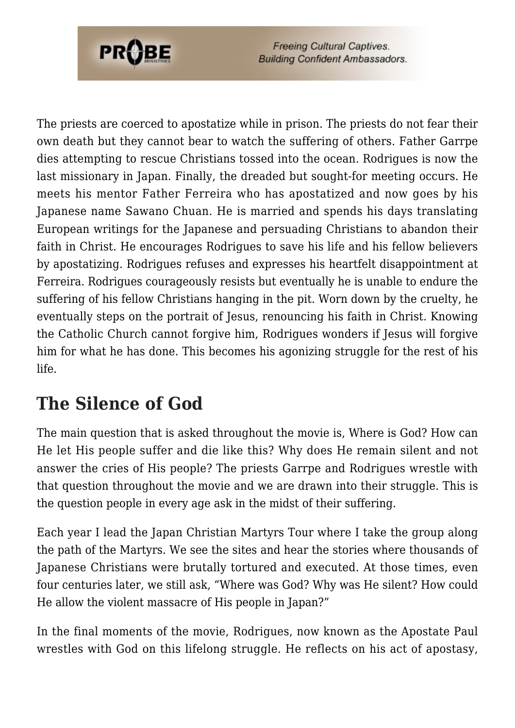The priests are coerced to apostatize while in prison. The priests do not fear their own death but they cannot bear to watch the suffering of others. Father Garrpe dies attempting to rescue Christians tossed into the ocean. Rodrigues is now the last missionary in Japan. Finally, the dreaded but sought-for meeting occurs. He meets his mentor Father Ferreira who has apostatized and now goes by his Japanese name Sawano Chuan. He is married and spends his days translating European writings for the Japanese and persuading Christians to abandon their faith in Christ. He encourages Rodrigues to save his life and his fellow believers by apostatizing. Rodrigues refuses and expresses his heartfelt disappointment at Ferreira. Rodrigues courageously resists but eventually he is unable to endure the suffering of his fellow Christians hanging in the pit. Worn down by the cruelty, he eventually steps on the portrait of Jesus, renouncing his faith in Christ. Knowing the Catholic Church cannot forgive him, Rodrigues wonders if Jesus will forgive him for what he has done. This becomes his agonizing struggle for the rest of his life.

## The Silence of God

The main question that is asked throughout the movie is, Where is God? How can He let His people suffer and die like this? Why does He remain silent and not answer the cries of His people? The priests Garrpe and Rodrigues wrestle with that question throughout the movie and we are drawn into their struggle. This is the question people in every age ask in the midst of their suffering.

Each year I lead the Japan Christian Martyrs Tour where I take the group along the path of the Martyrs. We see the sites and hear the stories where thousands of Japanese Christians were brutally tortured and executed. At those times, even four centuries later, we still ask, "Where was God? Why was He silent? How could He allow the violent massacre of His people in Japan?"

In the final moments of the movie, Rodrigues, now known as the Apostate Paul wrestles with God on this lifelong struggle. He reflects on his act of apostasy,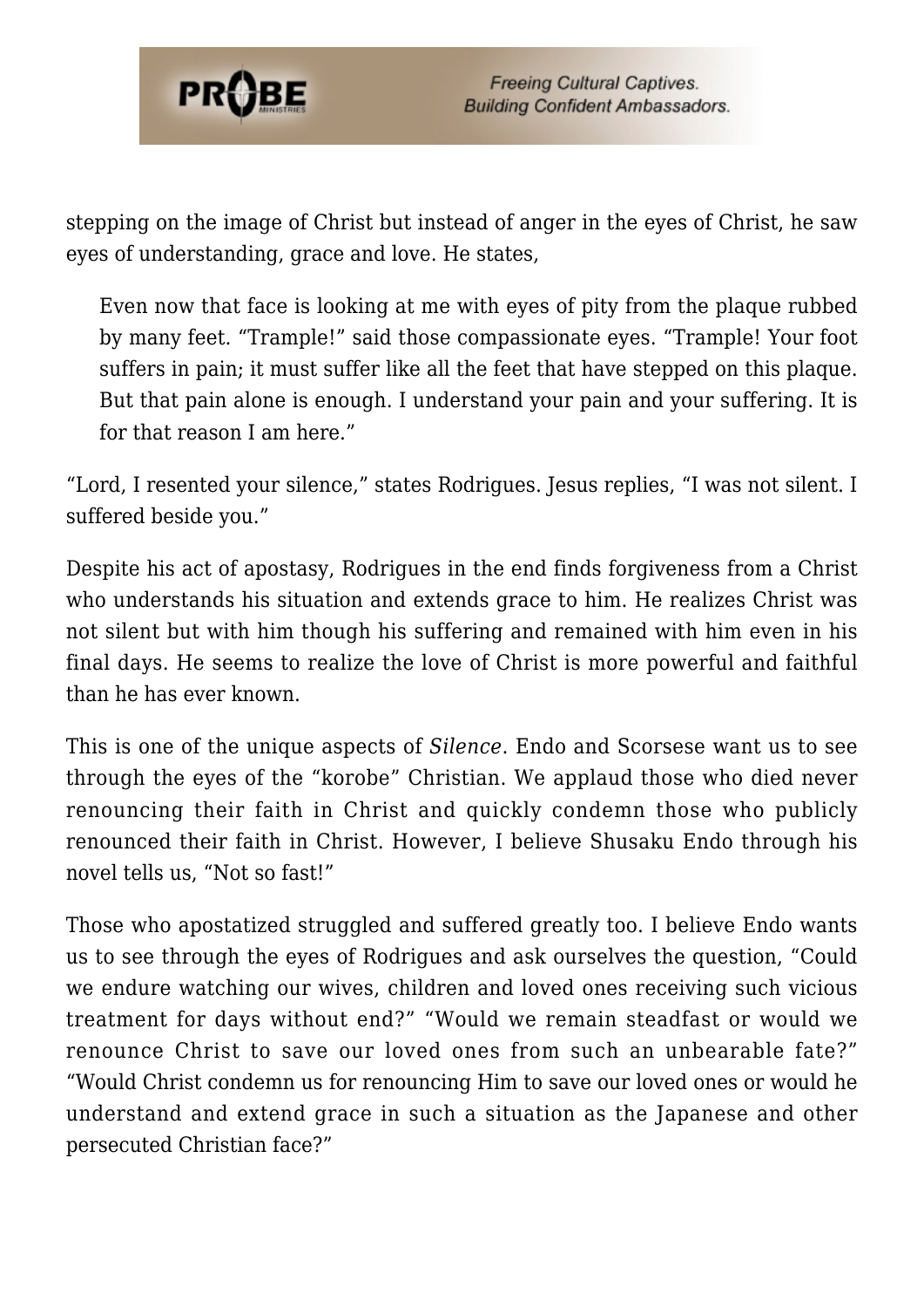stepping on the image of Christ but instead of anger in the eyes of Christ, he saw eyes of understanding, grace and love. He states,

> Even now that face is looking at me with eyes of pity from the plaque rubbed by many feet. "Trample!" said those compassionate eyes. "Trample! Your foot suffers in pain; it must suffer like all the feet that have stepped on this plaque. But that pain alone is enough. I understand your pain and your suffering. It is for that reason I am here."

"Lord, I resented your silence," states Rodrigues. Jesus replies, "I was not silent. I suffered beside you."

Despite his act of apostasy, Rodrigues in the end finds forgiveness from a Christ who understands his situation and extends grace to him. He realizes Christ was not silent but with him though his suffering and remained with him even in his final days. He seems to realize the love of Christ is more powerful and faithful than he has ever known.

This is one of the unique aspects of *Silence*. Endo and Scorsese want us to see through the eyes of the "korobe" Christian. We applaud those who died never renouncing their faith in Christ and quickly condemn those who publicly renounced their faith in Christ. However, I believe Shusaku Endo through his novel tells us, "Not so fast!"

Those who apostatized struggled and suffered greatly too. I believe Endo wants us to see through the eyes of Rodrigues and ask ourselves the question, "Could we endure watching our wives, children and loved ones receiving such vicious treatment for days without end?" "Would we remain steadfast or would we renounce Christ to save our loved ones from such an unbearable fate?" "Would Christ condemn us for renouncing Him to save our loved ones or would he understand and extend grace in such a situation as the Japanese and other persecuted Christian face?"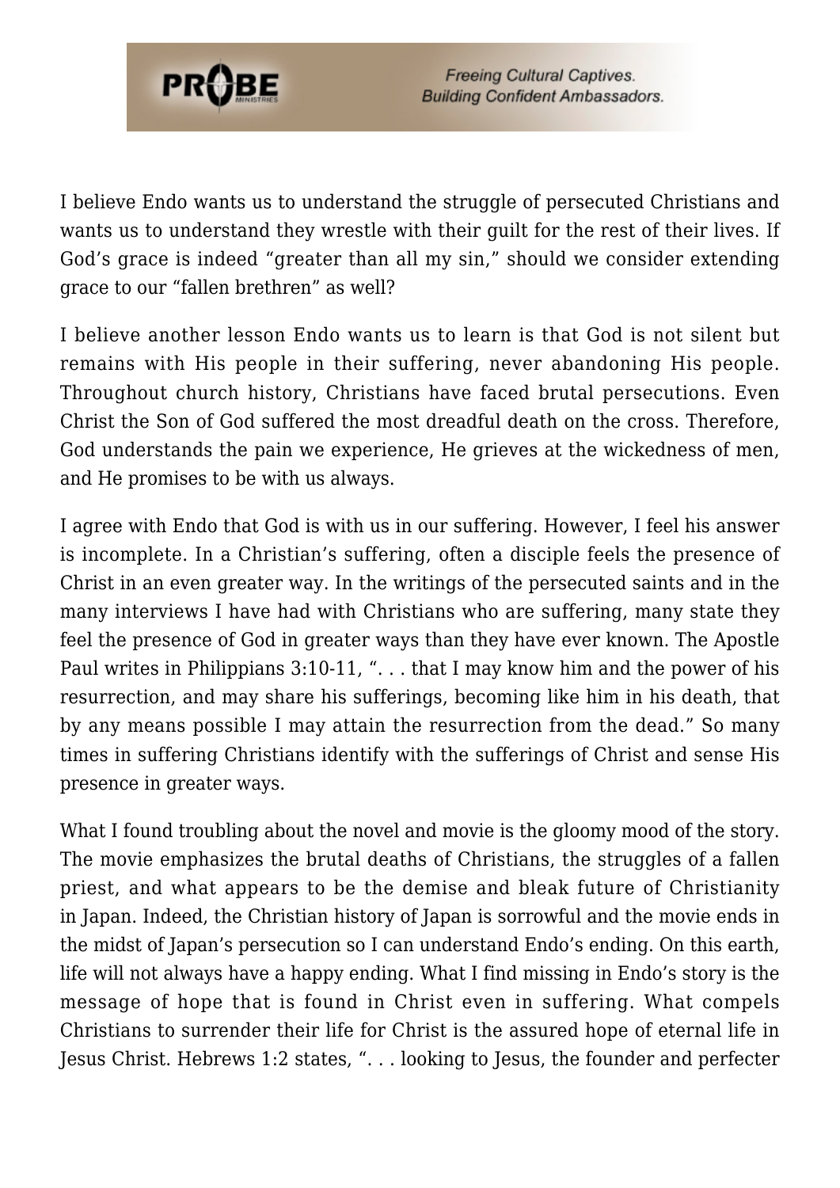I believe Endo wants us to understand the struggle of persecuted Christians and wants us to understand they wrestle with their guilt for the rest of their lives. If God's grace is indeed "greater than all my sin," should we consider extending grace to our "fallen brethren" as well?

I believe another lesson Endo wants us to learn is that God is not silent but remains with His people in their suffering, never abandoning His people. Throughout church history, Christians have faced brutal persecutions. Even Christ the Son of God suffered the most dreadful death on the cross. Therefore, God understands the pain we experience, He grieves at the wickedness of men, and He promises to be with us always.

I agree with Endo that God is with us in our suffering. However, I feel his answer is incomplete. In a Christian's suffering, often a disciple feels the presence of Christ in an even greater way. In the writings of the persecuted saints and in the many interviews I have had with Christians who are suffering, many state they feel the presence of God in greater ways than they have ever known. The Apostle Paul writes in Philippians 3:10-11, ". . . that I may know him and the power of his resurrection, and may share his sufferings, becoming like him in his death, that by any means possible I may attain the resurrection from the dead." So many times in suffering Christians identify with the sufferings of Christ and sense His presence in greater ways.

What I found troubling about the novel and movie is the gloomy mood of the story. The movie emphasizes the brutal deaths of Christians, the struggles of a fallen priest, and what appears to be the demise and bleak future of Christianity in Japan. Indeed, the Christian history of Japan is sorrowful and the movie ends in the midst of Japan's persecution so I can understand Endo's ending. On this earth, life will not always have a happy ending. What I find missing in Endo's story is the message of hope that is found in Christ even in suffering. What compels Christians to surrender their life for Christ is the assured hope of eternal life in Jesus Christ. Hebrews 1:2 states, ". . . looking to Jesus, the founder and perfecter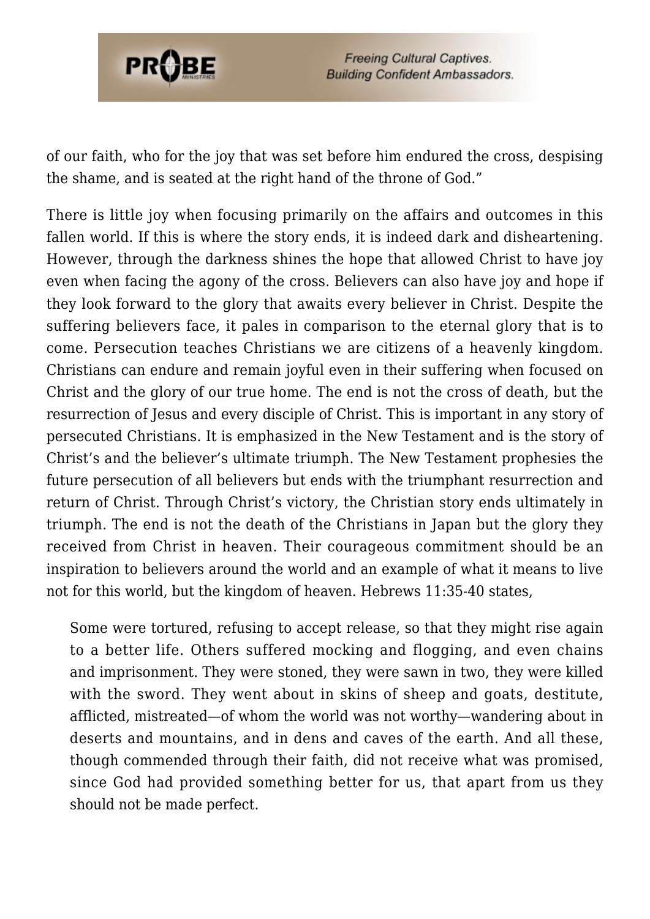of our faith, who for the joy that was set before him endured the cross, despising the shame, and is seated at the right hand of the throne of God."

There is little joy when focusing primarily on the affairs and outcomes in this fallen world. If this is where the story ends, it is indeed dark and disheartening. However, through the darkness shines the hope that allowed Christ to have joy even when facing the agony of the cross. Believers can also have joy and hope if they look forward to the glory that awaits every believer in Christ. Despite the suffering believers face, it pales in comparison to the eternal glory that is to come. Persecution teaches Christians we are citizens of a heavenly kingdom. Christians can endure and remain joyful even in their suffering when focused on Christ and the glory of our true home. The end is not the cross of death, but the resurrection of Jesus and every disciple of Christ. This is important in any story of persecuted Christians. It is emphasized in the New Testament and is the story of Christ's and the believer's ultimate triumph. The New Testament prophesies the future persecution of all believers but ends with the triumphant resurrection and return of Christ. Through Christ's victory, the Christian story ends ultimately in triumph. The end is not the death of the Christians in Japan but the glory they received from Christ in heaven. Their courageous commitment should be an inspiration to believers around the world and an example of what it means to live not for this world, but the kingdom of heaven. Hebrews 11:35-40 states,

> Some were tortured, refusing to accept release, so that they might rise again to a better life. Others suffered mocking and flogging, and even chains and imprisonment. They were stoned, they were sawn in two, they were killed with the sword. They went about in skins of sheep and goats, destitute, afflicted, mistreated—of whom the world was not worthy—wandering about in deserts and mountains, and in dens and caves of the earth. And all these, though commended through their faith, did not receive what was promised, since God had provided something better for us, that apart from us they should not be made perfect.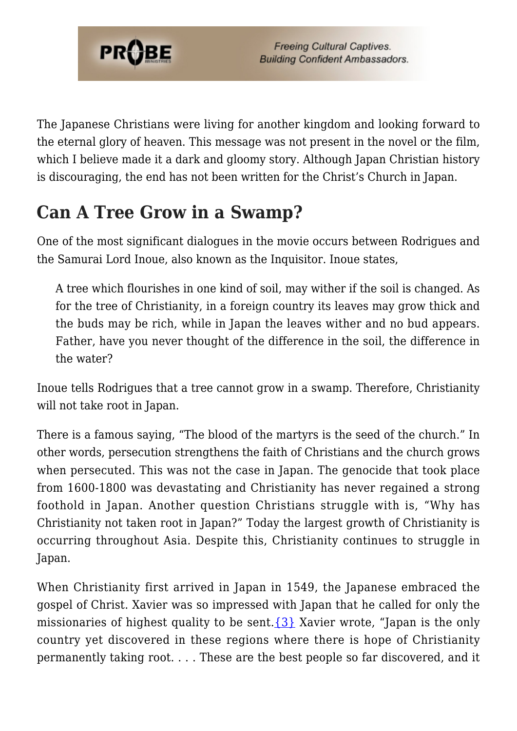The Japanese Christians were living for another kingdom and looking forward to the eternal glory of heaven. This message was not present in the novel or the film, which I believe made it a dark and gloomy story. Although Japan Christian history is discouraging, the end has not been written for the Christ's Church in Japan.

## Can A Tree Grow in a Swamp?

One of the most significant dialogues in the movie occurs between Rodrigues and the Samurai Lord Inoue, also known as the Inquisitor. Inoue states,

> A tree which flourishes in one kind of soil, may wither if the soil is changed. As for the tree of Christianity, in a foreign country its leaves may grow thick and the buds may be rich, while in Japan the leaves wither and no bud appears. Father, have you never thought of the difference in the soil, the difference in the water?

Inoue tells Rodrigues that a tree cannot grow in a swamp. Therefore, Christianity will not take root in Japan.

There is a famous saying, "The blood of the martyrs is the seed of the church." In other words, persecution strengthens the faith of Christians and the church grows when persecuted. This was not the case in Japan. The genocide that took place from 1600-1800 was devastating and Christianity has never regained a strong foothold in Japan. Another question Christians struggle with is, "Why has Christianity not taken root in Japan?" Today the largest growth of Christianity is occurring throughout Asia. Despite this, Christianity continues to struggle in Japan.

When Christianity first arrived in Japan in 1549, the Japanese embraced the gospel of Christ. Xavier was so impressed with Japan that he called for only the missionaries of highest quality to be sent.{3} Xavier wrote, "Japan is the only country yet discovered in these regions where there is hope of Christianity permanently taking root. . . . These are the best people so far discovered, and it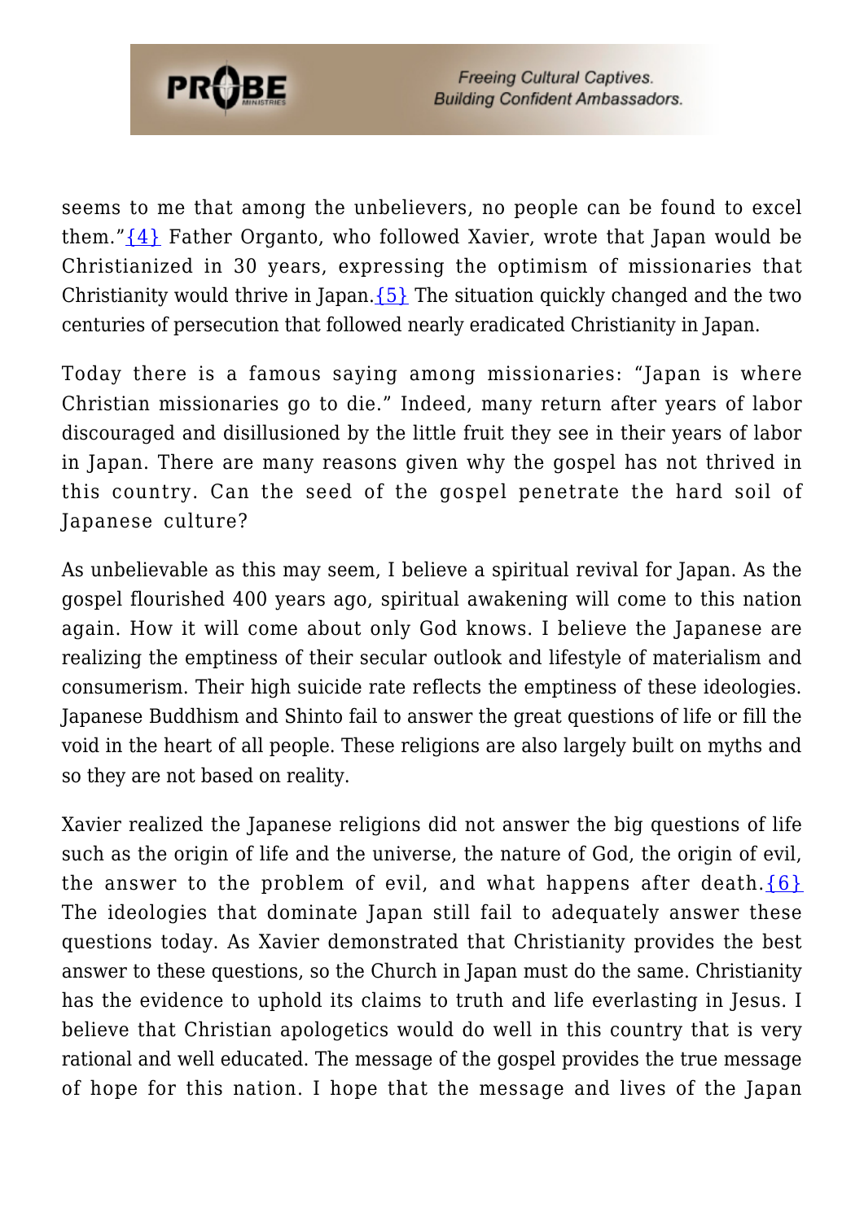seems to me that among the unbelievers, no people can be found to excel them."{4} Father Organto, who followed Xavier, wrote that Japan would be Christianized in 30 years, expressing the optimism of missionaries that Christianity would thrive in Japan.{5} The situation quickly changed and the two centuries of persecution that followed nearly eradicated Christianity in Japan.

Today there is a famous saying among missionaries: "Japan is where Christian missionaries go to die." Indeed, many return after years of labor discouraged and disillusioned by the little fruit they see in their years of labor in Japan. There are many reasons given why the gospel has not thrived in this country. Can the seed of the gospel penetrate the hard soil of Japanese culture?

As unbelievable as this may seem, I believe a spiritual revival for Japan. As the gospel flourished 400 years ago, spiritual awakening will come to this nation again. How it will come about only God knows. I believe the Japanese are realizing the emptiness of their secular outlook and lifestyle of materialism and consumerism. Their high suicide rate reflects the emptiness of these ideologies. Japanese Buddhism and Shinto fail to answer the great questions of life or fill the void in the heart of all people. These religions are also largely built on myths and so they are not based on reality.

Xavier realized the Japanese religions did not answer the big questions of life such as the origin of life and the universe, the nature of God, the origin of evil, the answer to the problem of evil, and what happens after death.{6} The ideologies that dominate Japan still fail to adequately answer these questions today. As Xavier demonstrated that Christianity provides the best answer to these questions, so the Church in Japan must do the same. Christianity has the evidence to uphold its claims to truth and life everlasting in Jesus. I believe that Christian apologetics would do well in this country that is very rational and well educated. The message of the gospel provides the true message of hope for this nation. I hope that the message and lives of the Japan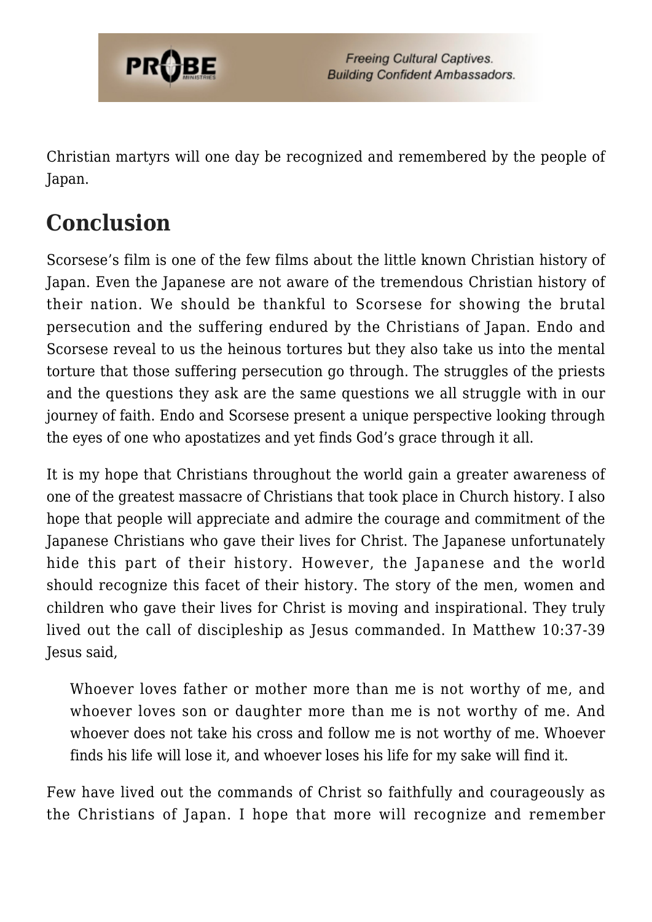Christian martyrs will one day be recognized and remembered by the people of Japan.

## Conclusion

Scorsese's film is one of the few films about the little known Christian history of Japan. Even the Japanese are not aware of the tremendous Christian history of their nation. We should be thankful to Scorsese for showing the brutal persecution and the suffering endured by the Christians of Japan. Endo and Scorsese reveal to us the heinous tortures but they also take us into the mental torture that those suffering persecution go through. The struggles of the priests and the questions they ask are the same questions we all struggle with in our journey of faith. Endo and Scorsese present a unique perspective looking through the eyes of one who apostatizes and yet finds God's grace through it all.

It is my hope that Christians throughout the world gain a greater awareness of one of the greatest massacre of Christians that took place in Church history. I also hope that people will appreciate and admire the courage and commitment of the Japanese Christians who gave their lives for Christ. The Japanese unfortunately hide this part of their history. However, the Japanese and the world should recognize this facet of their history. The story of the men, women and children who gave their lives for Christ is moving and inspirational. They truly lived out the call of discipleship as Jesus commanded. In Matthew 10:37-39 Jesus said,

> Whoever loves father or mother more than me is not worthy of me, and whoever loves son or daughter more than me is not worthy of me. And whoever does not take his cross and follow me is not worthy of me. Whoever finds his life will lose it, and whoever loses his life for my sake will find it.

Few have lived out the commands of Christ so faithfully and courageously as the Christians of Japan. I hope that more will recognize and remember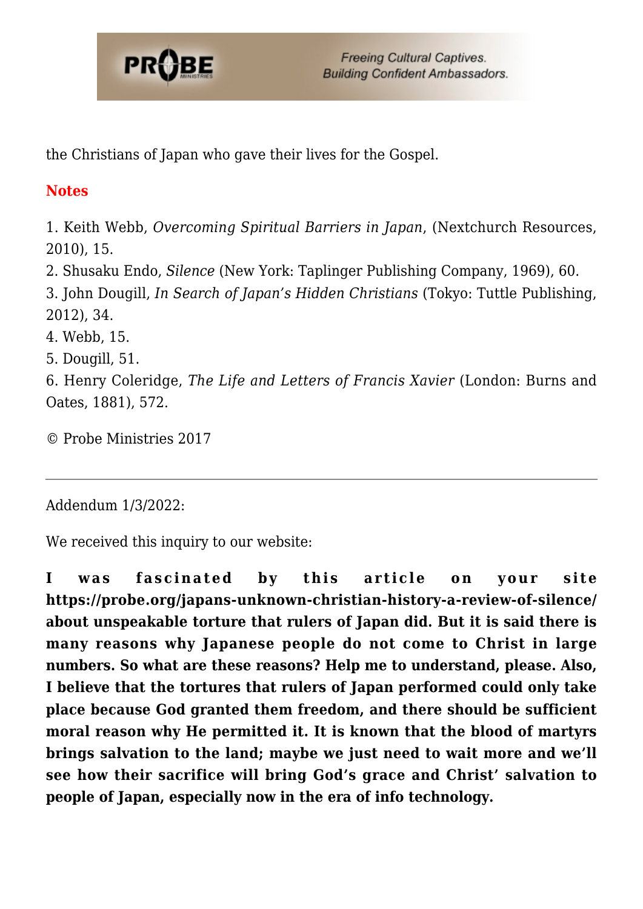the Christians of Japan who gave their lives for the Gospel.

## Notes

1. Keith Webb, *Overcoming Spiritual Barriers in Japan*, (Nextchurch Resources, 2010), 15.
2. Shusaku Endo, *Silence* (New York: Taplinger Publishing Company, 1969), 60.
3. John Dougill, *In Search of Japan's Hidden Christians* (Tokyo: Tuttle Publishing, 2012), 34.
4. Webb, 15.
5. Dougill, 51.
6. Henry Coleridge, *The Life and Letters of Francis Xavier* (London: Burns and Oates, 1881), 572.

© Probe Ministries 2017

---

Addendum 1/3/2022:

We received this inquiry to our website:

**I was fascinated by this article on your site https://probe.org/japans-unknown-christian-history-a-review-of-silence/ about unspeakable torture that rulers of Japan did. But it is said there is many reasons why Japanese people do not come to Christ in large numbers. So what are these reasons? Help me to understand, please. Also, I believe that the tortures that rulers of Japan performed could only take place because God granted them freedom, and there should be sufficient moral reason why He permitted it. It is known that the blood of martyrs brings salvation to the land; maybe we just need to wait more and we'll see how their sacrifice will bring God's grace and Christ' salvation to people of Japan, especially now in the era of info technology.**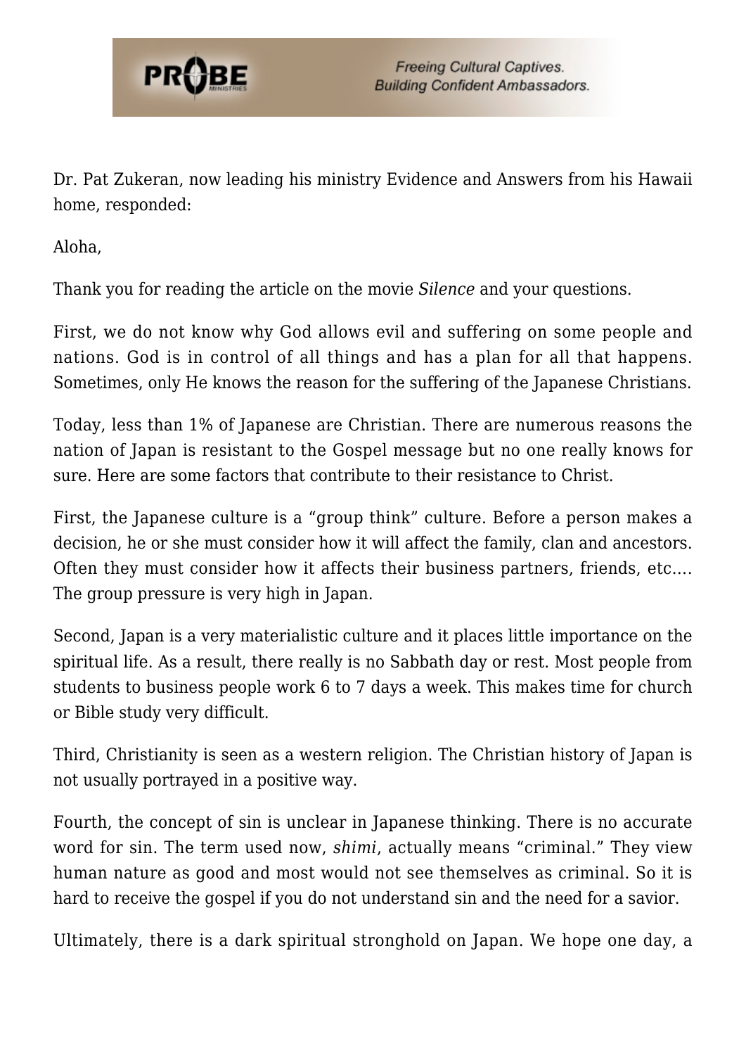Dr. Pat Zukeran, now leading his ministry Evidence and Answers from his Hawaii home, responded:

Aloha,

Thank you for reading the article on the movie *Silence* and your questions.

First, we do not know why God allows evil and suffering on some people and nations. God is in control of all things and has a plan for all that happens. Sometimes, only He knows the reason for the suffering of the Japanese Christians.

Today, less than 1% of Japanese are Christian. There are numerous reasons the nation of Japan is resistant to the Gospel message but no one really knows for sure. Here are some factors that contribute to their resistance to Christ.

First, the Japanese culture is a "group think" culture. Before a person makes a decision, he or she must consider how it will affect the family, clan and ancestors. Often they must consider how it affects their business partners, friends, etc…. The group pressure is very high in Japan.

Second, Japan is a very materialistic culture and it places little importance on the spiritual life. As a result, there really is no Sabbath day or rest. Most people from students to business people work 6 to 7 days a week. This makes time for church or Bible study very difficult.

Third, Christianity is seen as a western religion. The Christian history of Japan is not usually portrayed in a positive way.

Fourth, the concept of sin is unclear in Japanese thinking. There is no accurate word for sin. The term used now, *shimi*, actually means "criminal." They view human nature as good and most would not see themselves as criminal. So it is hard to receive the gospel if you do not understand sin and the need for a savior.

Ultimately, there is a dark spiritual stronghold on Japan. We hope one day, a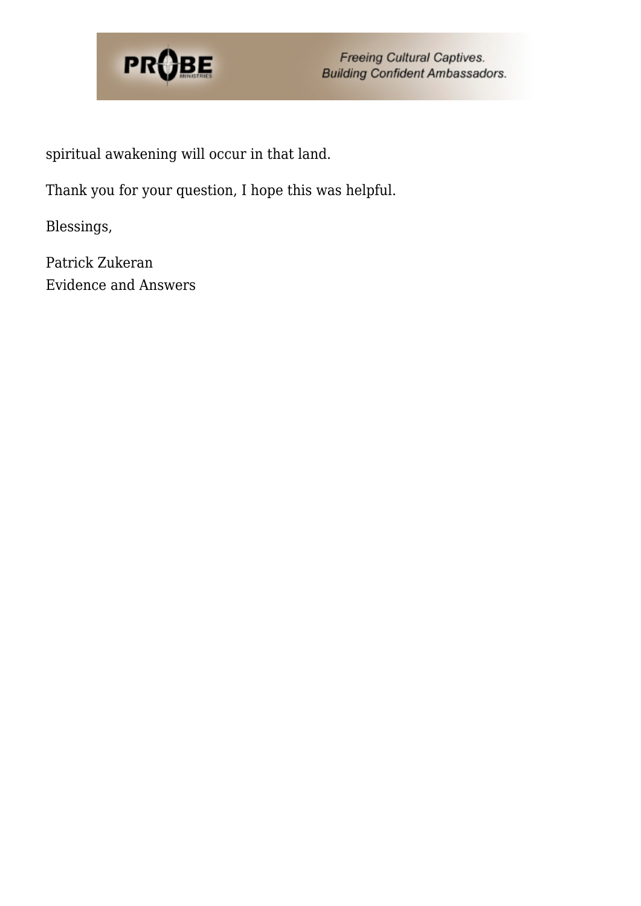spiritual awakening will occur in that land.

Thank you for your question, I hope this was helpful.

Blessings,

Patrick Zukeran
Evidence and Answers